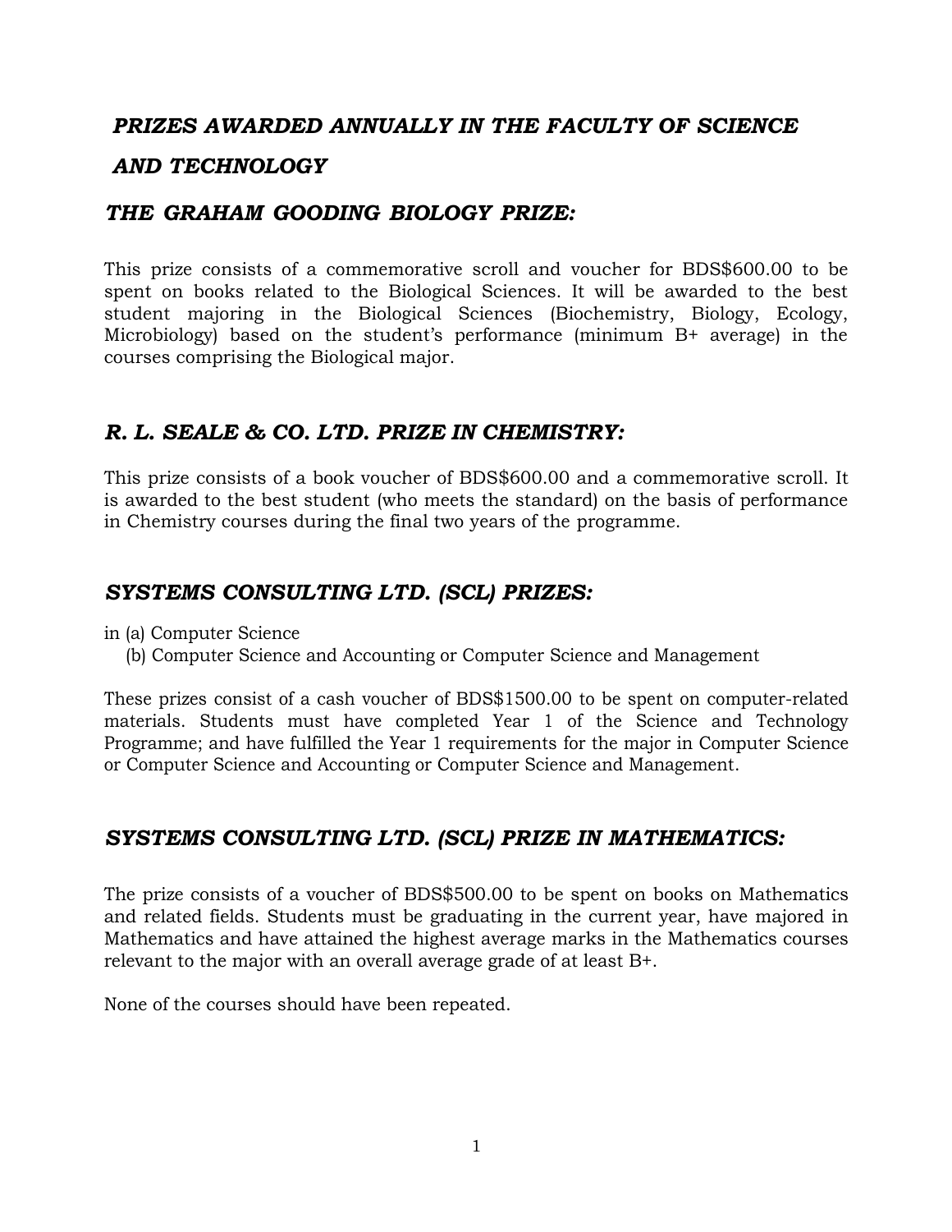# *PRIZES AWARDED ANNUALLY IN THE FACULTY OF SCIENCE AND TECHNOLOGY*

## *THE GRAHAM GOODING BIOLOGY PRIZE:*

This prize consists of a commemorative scroll and voucher for BDS$600.00 to be spent on books related to the Biological Sciences. It will be awarded to the best student majoring in the Biological Sciences (Biochemistry, Biology, Ecology, Microbiology) based on the student's performance (minimum B+ average) in the courses comprising the Biological major.

## *R. L. SEALE & CO. LTD. PRIZE IN CHEMISTRY:*

This prize consists of a book voucher of BDS$600.00 and a commemorative scroll. It is awarded to the best student (who meets the standard) on the basis of performance in Chemistry courses during the final two years of the programme.

## *SYSTEMS CONSULTING LTD. (SCL) PRIZES:*

in (a) Computer Science
   (b) Computer Science and Accounting or Computer Science and Management

These prizes consist of a cash voucher of BDS$1500.00 to be spent on computer-related materials. Students must have completed Year 1 of the Science and Technology Programme; and have fulfilled the Year 1 requirements for the major in Computer Science or Computer Science and Accounting or Computer Science and Management.

## *SYSTEMS CONSULTING LTD. (SCL) PRIZE IN MATHEMATICS:*

The prize consists of a voucher of BDS$500.00 to be spent on books on Mathematics and related fields. Students must be graduating in the current year, have majored in Mathematics and have attained the highest average marks in the Mathematics courses relevant to the major with an overall average grade of at least B+.

None of the courses should have been repeated.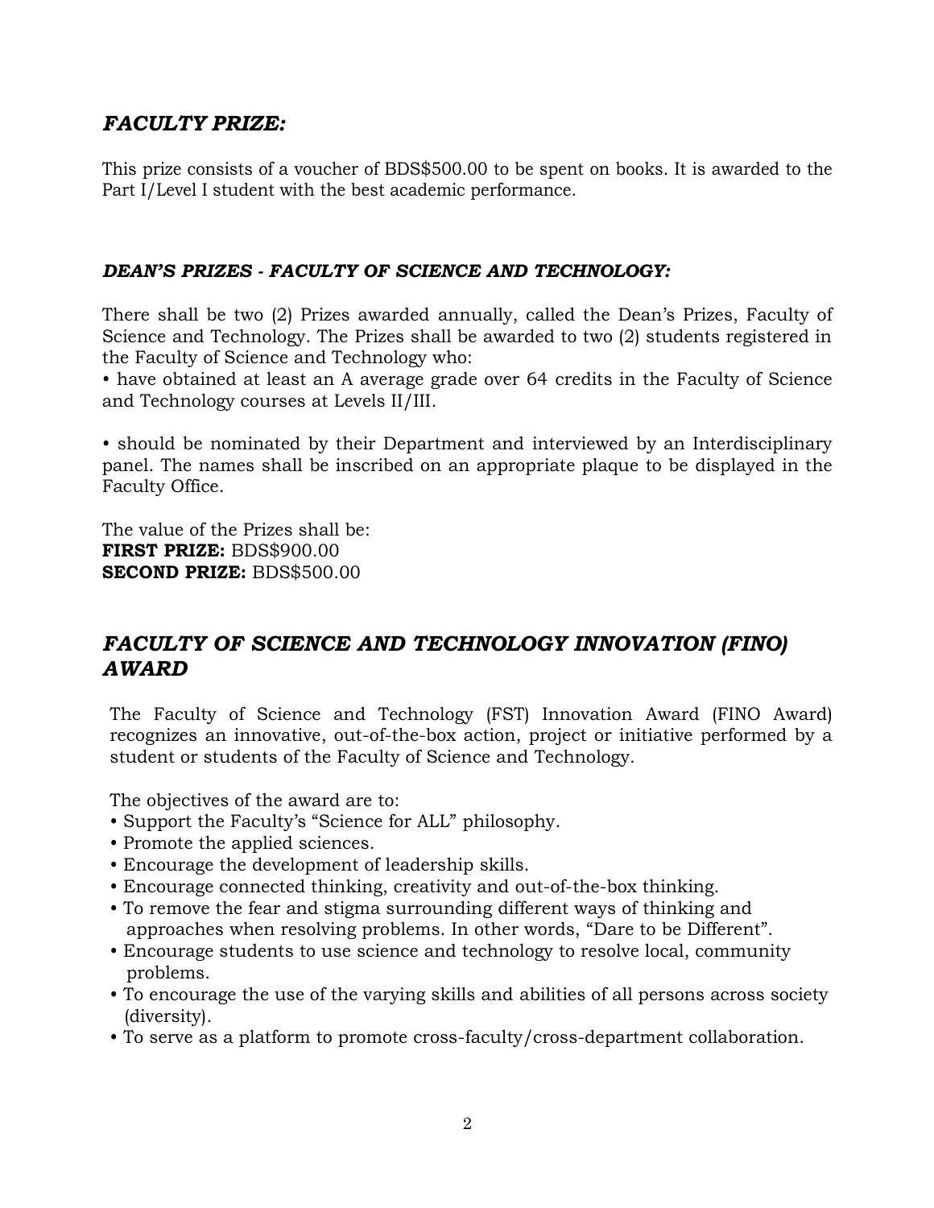## *FACULTY PRIZE:*

This prize consists of a voucher of BDS$500.00 to be spent on books. It is awarded to the Part I/Level I student with the best academic performance.

### *DEAN'S PRIZES - FACULTY OF SCIENCE AND TECHNOLOGY:*

There shall be two (2) Prizes awarded annually, called the Dean's Prizes, Faculty of Science and Technology. The Prizes shall be awarded to two (2) students registered in the Faculty of Science and Technology who:

- have obtained at least an A average grade over 64 credits in the Faculty of Science and Technology courses at Levels II/III.
- should be nominated by their Department and interviewed by an Interdisciplinary panel. The names shall be inscribed on an appropriate plaque to be displayed in the Faculty Office.

The value of the Prizes shall be:
**FIRST PRIZE:** BDS$900.00
**SECOND PRIZE:** BDS$500.00

## *FACULTY OF SCIENCE AND TECHNOLOGY INNOVATION (FINO) AWARD*

The Faculty of Science and Technology (FST) Innovation Award (FINO Award) recognizes an innovative, out-of-the-box action, project or initiative performed by a student or students of the Faculty of Science and Technology.

The objectives of the award are to:

- Support the Faculty's "Science for ALL" philosophy.
- Promote the applied sciences.
- Encourage the development of leadership skills.
- Encourage connected thinking, creativity and out-of-the-box thinking.
- To remove the fear and stigma surrounding different ways of thinking and approaches when resolving problems. In other words, "Dare to be Different".
- Encourage students to use science and technology to resolve local, community problems.
- To encourage the use of the varying skills and abilities of all persons across society (diversity).
- To serve as a platform to promote cross-faculty/cross-department collaboration.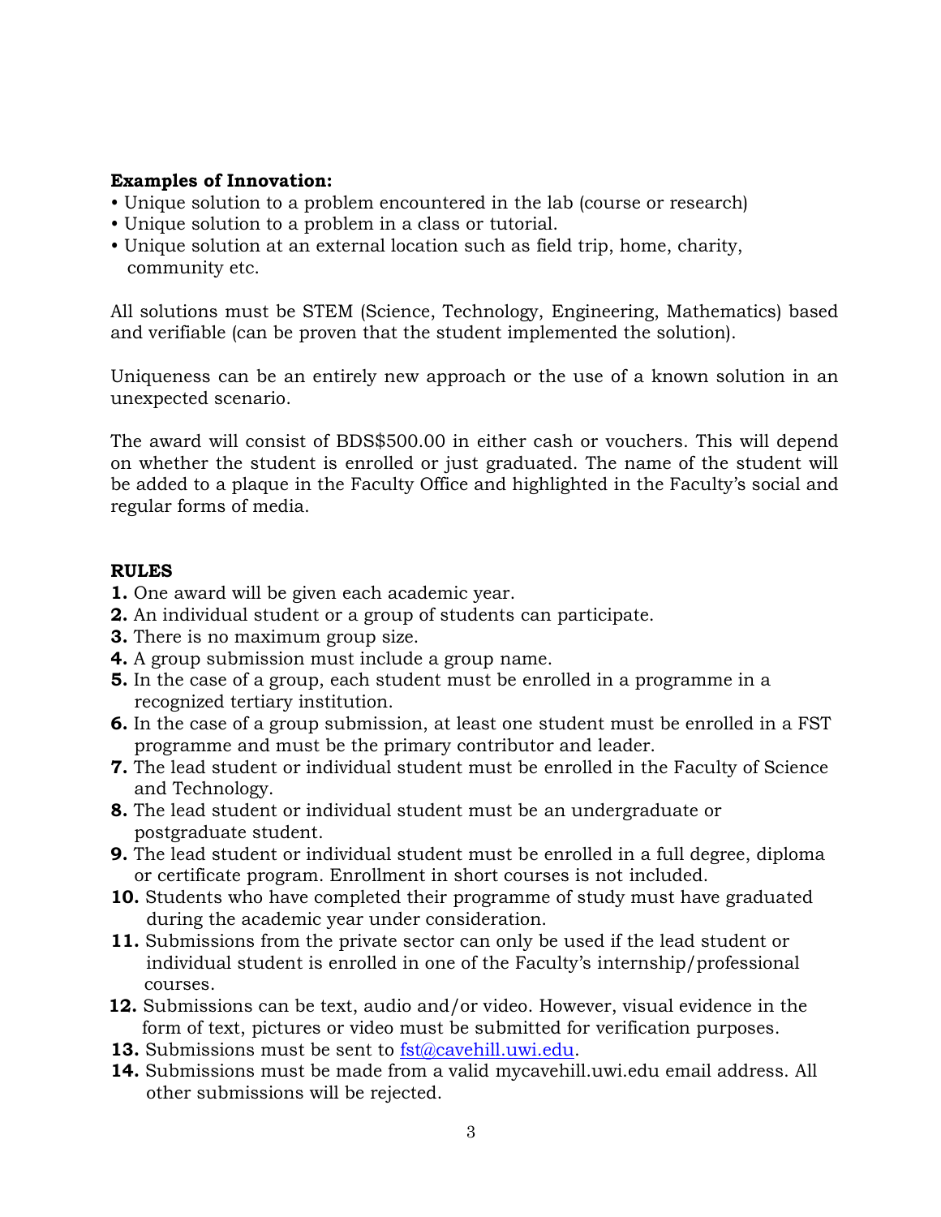**Examples of Innovation:**

- Unique solution to a problem encountered in the lab (course or research)
- Unique solution to a problem in a class or tutorial.
- Unique solution at an external location such as field trip, home, charity, community etc.

All solutions must be STEM (Science, Technology, Engineering, Mathematics) based and verifiable (can be proven that the student implemented the solution).

Uniqueness can be an entirely new approach or the use of a known solution in an unexpected scenario.

The award will consist of BDS$500.00 in either cash or vouchers. This will depend on whether the student is enrolled or just graduated. The name of the student will be added to a plaque in the Faculty Office and highlighted in the Faculty's social and regular forms of media.

**RULES**

1. One award will be given each academic year.
2. An individual student or a group of students can participate.
3. There is no maximum group size.
4. A group submission must include a group name.
5. In the case of a group, each student must be enrolled in a programme in a recognized tertiary institution.
6. In the case of a group submission, at least one student must be enrolled in a FST programme and must be the primary contributor and leader.
7. The lead student or individual student must be enrolled in the Faculty of Science and Technology.
8. The lead student or individual student must be an undergraduate or postgraduate student.
9. The lead student or individual student must be enrolled in a full degree, diploma or certificate program. Enrollment in short courses is not included.
10. Students who have completed their programme of study must have graduated during the academic year under consideration.
11. Submissions from the private sector can only be used if the lead student or individual student is enrolled in one of the Faculty's internship/professional courses.
12. Submissions can be text, audio and/or video. However, visual evidence in the form of text, pictures or video must be submitted for verification purposes.
13. Submissions must be sent to fst@cavehill.uwi.edu.
14. Submissions must be made from a valid mycavehill.uwi.edu email address. All other submissions will be rejected.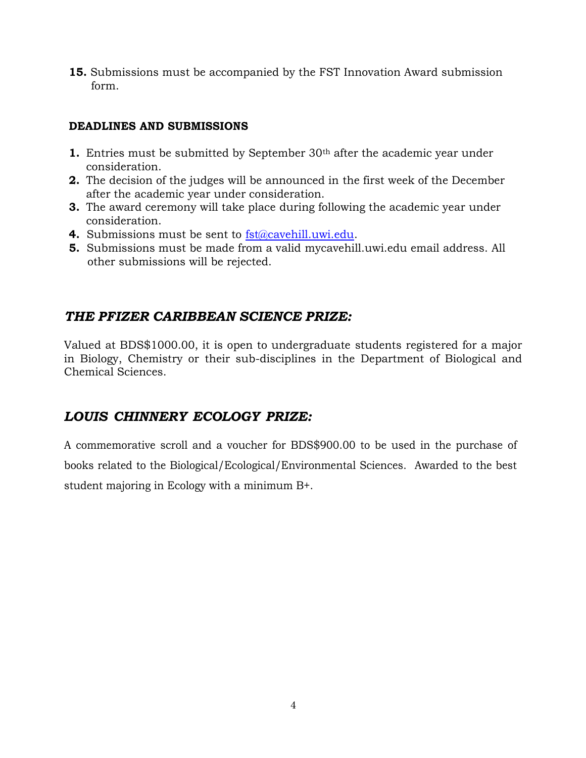15. Submissions must be accompanied by the FST Innovation Award submission form.

**DEADLINES AND SUBMISSIONS**

1. Entries must be submitted by September 30th after the academic year under consideration.
2. The decision of the judges will be announced in the first week of the December after the academic year under consideration.
3. The award ceremony will take place during following the academic year under consideration.
4. Submissions must be sent to fst@cavehill.uwi.edu.
5. Submissions must be made from a valid mycavehill.uwi.edu email address. All other submissions will be rejected.

## *THE PFIZER CARIBBEAN SCIENCE PRIZE:*

Valued at BDS$1000.00, it is open to undergraduate students registered for a major in Biology, Chemistry or their sub-disciplines in the Department of Biological and Chemical Sciences.

## *LOUIS CHINNERY ECOLOGY PRIZE:*

A commemorative scroll and a voucher for BDS$900.00 to be used in the purchase of books related to the Biological/Ecological/Environmental Sciences. Awarded to the best student majoring in Ecology with a minimum B+.